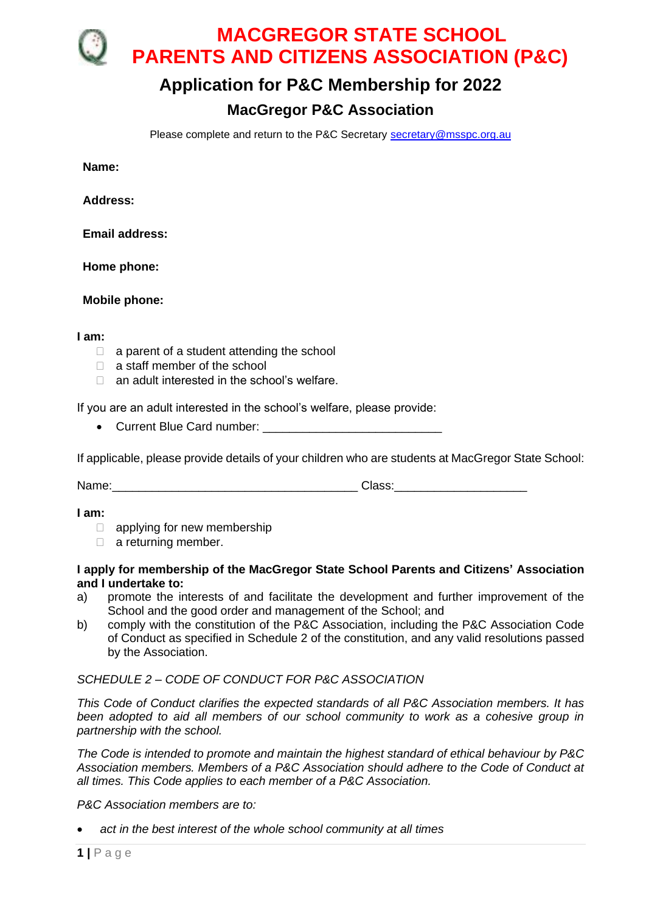# MACGREGOR STATE SCHOOL
# PARENTS AND CITIZENS ASSOCIATION (P&C)

## Application for P&C Membership for 2022

### MacGregor P&C Association

Please complete and return to the P&C Secretary [secretary@msspc.org.au](mailto:secretary@msspc.org.au)

**Name:**

**Address:**

**Email address:**

**Home phone:**

**Mobile phone:**

**I am:**

- ☐ a parent of a student attending the school
- ☐ a staff member of the school
- ☐ an adult interested in the school's welfare.

If you are an adult interested in the school's welfare, please provide:

- Current Blue Card number: ___________________________

If applicable, please provide details of your children who are students at MacGregor State School:

Name:_____________________________________ Class:____________________

**I am:**

- ☐ applying for new membership
- ☐ a returning member.

**I apply for membership of the MacGregor State School Parents and Citizens' Association and I undertake to:**

a) promote the interests of and facilitate the development and further improvement of the School and the good order and management of the School; and

b) comply with the constitution of the P&C Association, including the P&C Association Code of Conduct as specified in Schedule 2 of the constitution, and any valid resolutions passed by the Association.

*SCHEDULE 2 – CODE OF CONDUCT FOR P&C ASSOCIATION*

*This Code of Conduct clarifies the expected standards of all P&C Association members. It has been adopted to aid all members of our school community to work as a cohesive group in partnership with the school.*

*The Code is intended to promote and maintain the highest standard of ethical behaviour by P&C Association members. Members of a P&C Association should adhere to the Code of Conduct at all times. This Code applies to each member of a P&C Association.*

*P&C Association members are to:*

- *act in the best interest of the whole school community at all times*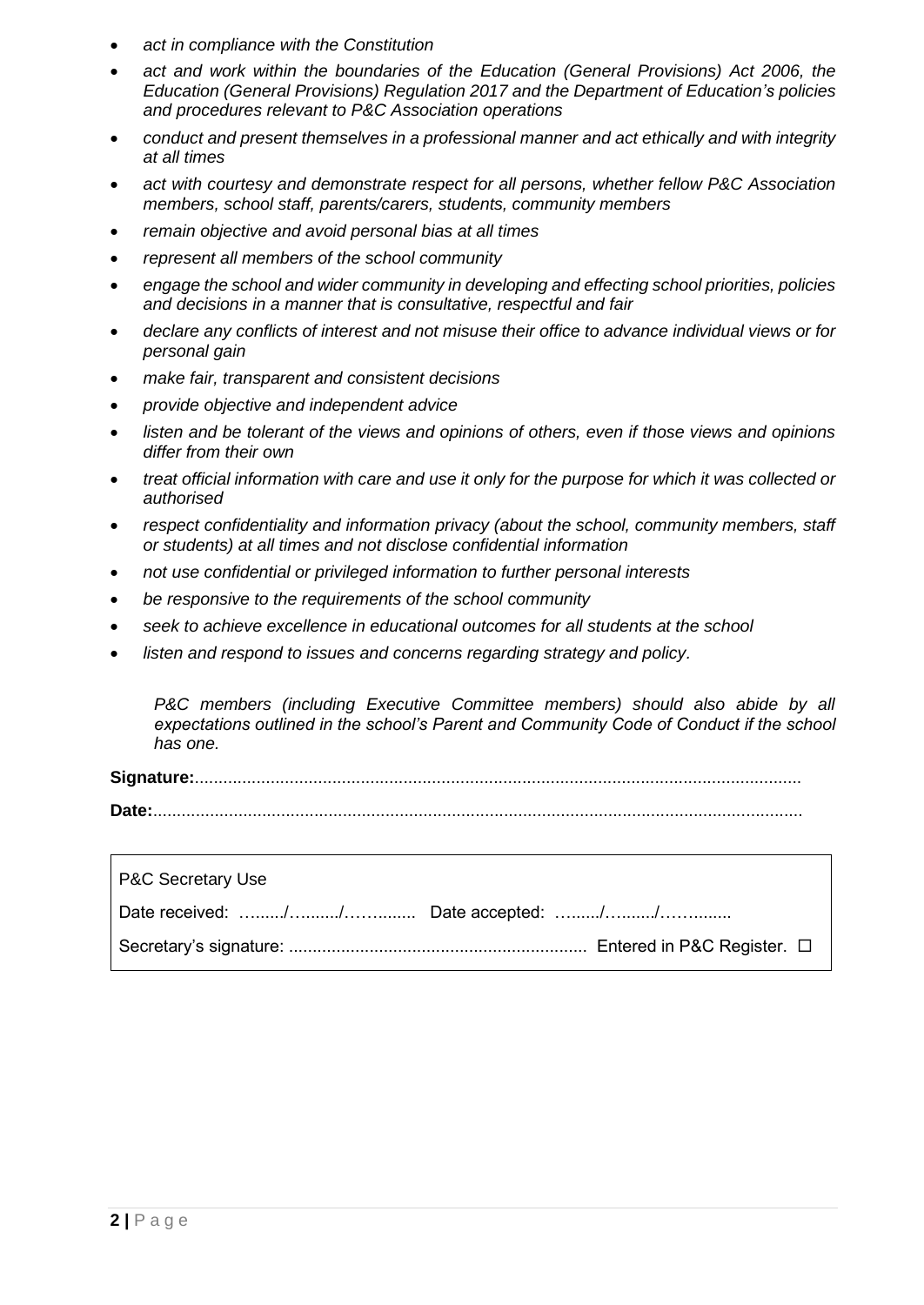- *act in compliance with the Constitution*
- *act and work within the boundaries of the Education (General Provisions) Act 2006, the Education (General Provisions) Regulation 2017 and the Department of Education's policies and procedures relevant to P&C Association operations*
- *conduct and present themselves in a professional manner and act ethically and with integrity at all times*
- *act with courtesy and demonstrate respect for all persons, whether fellow P&C Association members, school staff, parents/carers, students, community members*
- *remain objective and avoid personal bias at all times*
- *represent all members of the school community*
- *engage the school and wider community in developing and effecting school priorities, policies and decisions in a manner that is consultative, respectful and fair*
- *declare any conflicts of interest and not misuse their office to advance individual views or for personal gain*
- *make fair, transparent and consistent decisions*
- *provide objective and independent advice*
- *listen and be tolerant of the views and opinions of others, even if those views and opinions differ from their own*
- *treat official information with care and use it only for the purpose for which it was collected or authorised*
- *respect confidentiality and information privacy (about the school, community members, staff or students) at all times and not disclose confidential information*
- *not use confidential or privileged information to further personal interests*
- *be responsive to the requirements of the school community*
- *seek to achieve excellence in educational outcomes for all students at the school*
- *listen and respond to issues and concerns regarding strategy and policy.*

*P&C members (including Executive Committee members) should also abide by all expectations outlined in the school's Parent and Community Code of Conduct if the school has one.*

**Signature:**...............................................................................................................................

**Date:**.......................................................................................................................................

| P&C Secretary Use | |
|---|---|
| Date received: ……../……..../……........ | Date accepted: ……../……..../……........ |
| Secretary's signature: .............................................................. | Entered in P&C Register. ☐ |